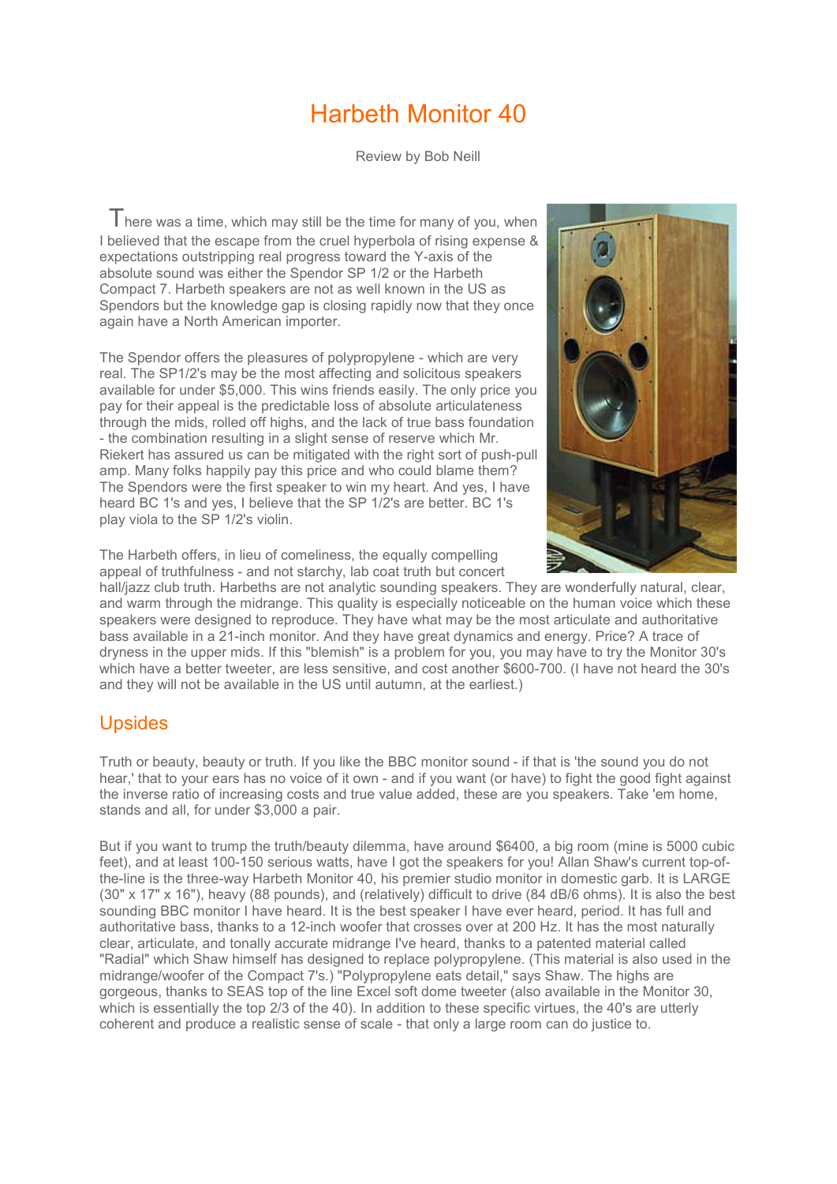# Harbeth Monitor 40

Review by Bob Neill

There was a time, which may still be the time for many of you, when I believed that the escape from the cruel hyperbola of rising expense & expectations outstripping real progress toward the Y-axis of the absolute sound was either the Spendor SP 1/2 or the Harbeth Compact 7. Harbeth speakers are not as well known in the US as Spendors but the knowledge gap is closing rapidly now that they once again have a North American importer.

The Spendor offers the pleasures of polypropylene - which are very real. The SP1/2's may be the most affecting and solicitous speakers available for under $5,000. This wins friends easily. The only price you pay for their appeal is the predictable loss of absolute articulateness through the mids, rolled off highs, and the lack of true bass foundation - the combination resulting in a slight sense of reserve which Mr. Riekert has assured us can be mitigated with the right sort of push-pull amp. Many folks happily pay this price and who could blame them? The Spendors were the first speaker to win my heart. And yes, I have heard BC 1's and yes, I believe that the SP 1/2's are better. BC 1's play viola to the SP 1/2's violin.

The Harbeth offers, in lieu of comeliness, the equally compelling appeal of truthfulness - and not starchy, lab coat truth but concert hall/jazz club truth. Harbeths are not analytic sounding speakers. They are wonderfully natural, clear, and warm through the midrange. This quality is especially noticeable on the human voice which these speakers were designed to reproduce. They have what may be the most articulate and authoritative bass available in a 21-inch monitor. And they have great dynamics and energy. Price? A trace of dryness in the upper mids. If this "blemish" is a problem for you, you may have to try the Monitor 30's which have a better tweeter, are less sensitive, and cost another $600-700. (I have not heard the 30's and they will not be available in the US until autumn, at the earliest.)

## Upsides

Truth or beauty, beauty or truth. If you like the BBC monitor sound - if that is 'the sound you do not hear,' that to your ears has no voice of it own - and if you want (or have) to fight the good fight against the inverse ratio of increasing costs and true value added, these are you speakers. Take 'em home, stands and all, for under $3,000 a pair.

But if you want to trump the truth/beauty dilemma, have around $6400, a big room (mine is 5000 cubic feet), and at least 100-150 serious watts, have I got the speakers for you! Allan Shaw's current top-of-the-line is the three-way Harbeth Monitor 40, his premier studio monitor in domestic garb. It is LARGE (30" x 17" x 16"), heavy (88 pounds), and (relatively) difficult to drive (84 dB/6 ohms). It is also the best sounding BBC monitor I have heard. It is the best speaker I have ever heard, period. It has full and authoritative bass, thanks to a 12-inch woofer that crosses over at 200 Hz. It has the most naturally clear, articulate, and tonally accurate midrange I've heard, thanks to a patented material called "Radial" which Shaw himself has designed to replace polypropylene. (This material is also used in the midrange/woofer of the Compact 7's.) "Polypropylene eats detail," says Shaw. The highs are gorgeous, thanks to SEAS top of the line Excel soft dome tweeter (also available in the Monitor 30, which is essentially the top 2/3 of the 40). In addition to these specific virtues, the 40's are utterly coherent and produce a realistic sense of scale - that only a large room can do justice to.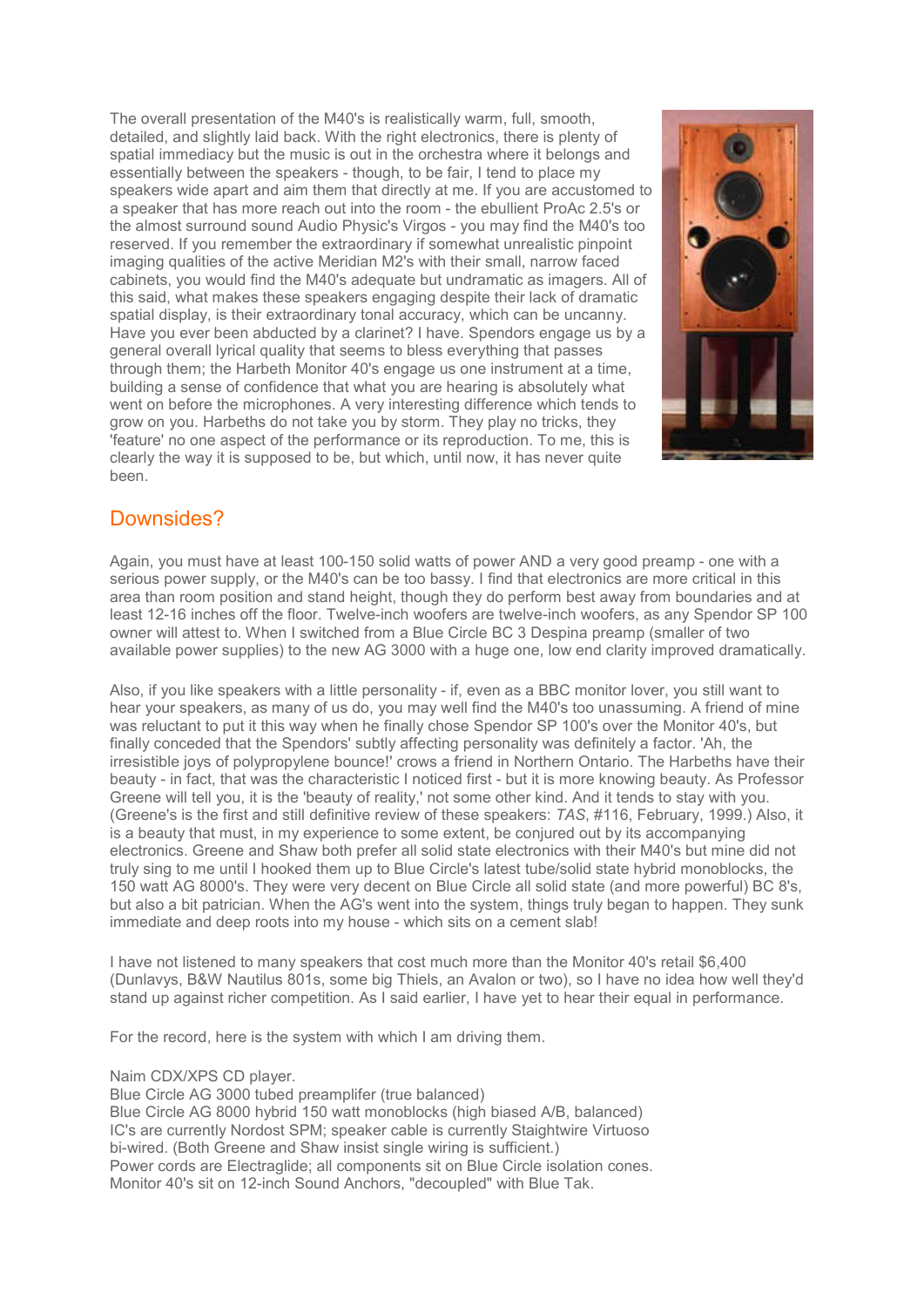The overall presentation of the M40's is realistically warm, full, smooth, detailed, and slightly laid back. With the right electronics, there is plenty of spatial immediacy but the music is out in the orchestra where it belongs and essentially between the speakers - though, to be fair, I tend to place my speakers wide apart and aim them that directly at me. If you are accustomed to a speaker that has more reach out into the room - the ebullient ProAc 2.5's or the almost surround sound Audio Physic's Virgos - you may find the M40's too reserved. If you remember the extraordinary if somewhat unrealistic pinpoint imaging qualities of the active Meridian M2's with their small, narrow faced cabinets, you would find the M40's adequate but undramatic as imagers. All of this said, what makes these speakers engaging despite their lack of dramatic spatial display, is their extraordinary tonal accuracy, which can be uncanny. Have you ever been abducted by a clarinet? I have. Spendors engage us by a general overall lyrical quality that seems to bless everything that passes through them; the Harbeth Monitor 40's engage us one instrument at a time, building a sense of confidence that what you are hearing is absolutely what went on before the microphones. A very interesting difference which tends to grow on you. Harbeths do not take you by storm. They play no tricks, they 'feature' no one aspect of the performance or its reproduction. To me, this is clearly the way it is supposed to be, but which, until now, it has never quite been.

## Downsides?

Again, you must have at least 100-150 solid watts of power AND a very good preamp - one with a serious power supply, or the M40's can be too bassy. I find that electronics are more critical in this area than room position and stand height, though they do perform best away from boundaries and at least 12-16 inches off the floor. Twelve-inch woofers are twelve-inch woofers, as any Spendor SP 100 owner will attest to. When I switched from a Blue Circle BC 3 Despina preamp (smaller of two available power supplies) to the new AG 3000 with a huge one, low end clarity improved dramatically.

Also, if you like speakers with a little personality - if, even as a BBC monitor lover, you still want to hear your speakers, as many of us do, you may well find the M40's too unassuming. A friend of mine was reluctant to put it this way when he finally chose Spendor SP 100's over the Monitor 40's, but finally conceded that the Spendors' subtly affecting personality was definitely a factor. 'Ah, the irresistible joys of polypropylene bounce!' crows a friend in Northern Ontario. The Harbeths have their beauty - in fact, that was the characteristic I noticed first - but it is more knowing beauty. As Professor Greene will tell you, it is the 'beauty of reality,' not some other kind. And it tends to stay with you. (Greene's is the first and still definitive review of these speakers: *TAS*, #116, February, 1999.) Also, it is a beauty that must, in my experience to some extent, be conjured out by its accompanying electronics. Greene and Shaw both prefer all solid state electronics with their M40's but mine did not truly sing to me until I hooked them up to Blue Circle's latest tube/solid state hybrid monoblocks, the 150 watt AG 8000's. They were very decent on Blue Circle all solid state (and more powerful) BC 8's, but also a bit patrician. When the AG's went into the system, things truly began to happen. They sunk immediate and deep roots into my house - which sits on a cement slab!

I have not listened to many speakers that cost much more than the Monitor 40's retail $6,400 (Dunlavys, B&W Nautilus 801s, some big Thiels, an Avalon or two), so I have no idea how well they'd stand up against richer competition. As I said earlier, I have yet to hear their equal in performance.

For the record, here is the system with which I am driving them.

Naim CDX/XPS CD player.
Blue Circle AG 3000 tubed preamplifer (true balanced)
Blue Circle AG 8000 hybrid 150 watt monoblocks (high biased A/B, balanced)
IC's are currently Nordost SPM; speaker cable is currently Staightwire Virtuoso bi-wired. (Both Greene and Shaw insist single wiring is sufficient.)
Power cords are Electraglide; all components sit on Blue Circle isolation cones.
Monitor 40's sit on 12-inch Sound Anchors, "decoupled" with Blue Tak.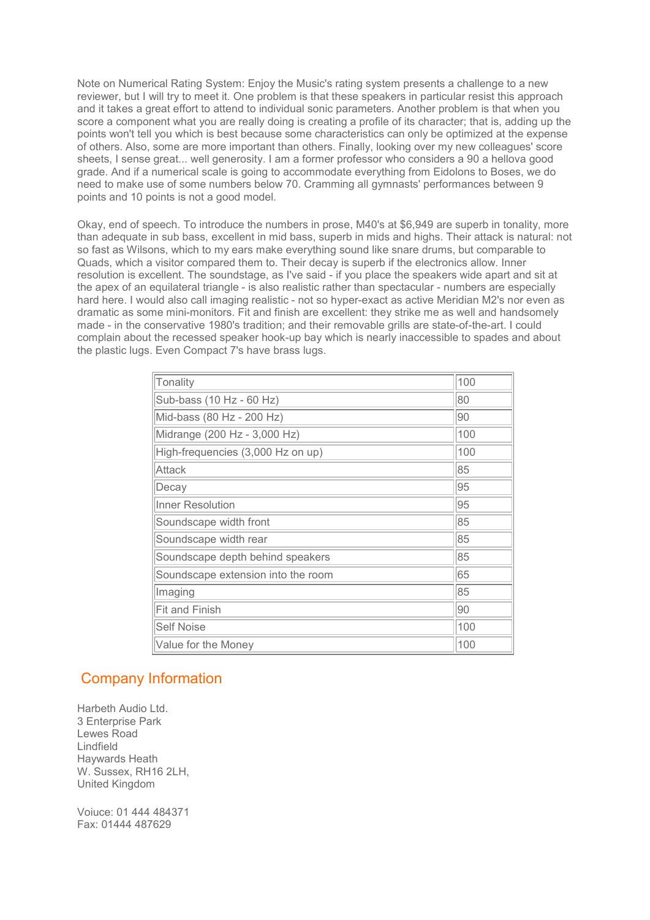Note on Numerical Rating System: Enjoy the Music's rating system presents a challenge to a new reviewer, but I will try to meet it. One problem is that these speakers in particular resist this approach and it takes a great effort to attend to individual sonic parameters. Another problem is that when you score a component what you are really doing is creating a profile of its character; that is, adding up the points won't tell you which is best because some characteristics can only be optimized at the expense of others. Also, some are more important than others. Finally, looking over my new colleagues' score sheets, I sense great... well generosity. I am a former professor who considers a 90 a hellova good grade. And if a numerical scale is going to accommodate everything from Eidolons to Boses, we do need to make use of some numbers below 70. Cramming all gymnasts' performances between 9 points and 10 points is not a good model.

Okay, end of speech. To introduce the numbers in prose, M40's at $6,949 are superb in tonality, more than adequate in sub bass, excellent in mid bass, superb in mids and highs. Their attack is natural: not so fast as Wilsons, which to my ears make everything sound like snare drums, but comparable to Quads, which a visitor compared them to. Their decay is superb if the electronics allow. Inner resolution is excellent. The soundstage, as I've said - if you place the speakers wide apart and sit at the apex of an equilateral triangle - is also realistic rather than spectacular - numbers are especially hard here. I would also call imaging realistic - not so hyper-exact as active Meridian M2's nor even as dramatic as some mini-monitors. Fit and finish are excellent: they strike me as well and handsomely made - in the conservative 1980's tradition; and their removable grills are state-of-the-art. I could complain about the recessed speaker hook-up bay which is nearly inaccessible to spades and about the plastic lugs. Even Compact 7's have brass lugs.

| | |
|---|---|
| Tonality | 100 |
| Sub-bass (10 Hz - 60 Hz) | 80 |
| Mid-bass (80 Hz - 200 Hz) | 90 |
| Midrange (200 Hz - 3,000 Hz) | 100 |
| High-frequencies (3,000 Hz on up) | 100 |
| Attack | 85 |
| Decay | 95 |
| Inner Resolution | 95 |
| Soundscape width front | 85 |
| Soundscape width rear | 85 |
| Soundscape depth behind speakers | 85 |
| Soundscape extension into the room | 65 |
| Imaging | 85 |
| Fit and Finish | 90 |
| Self Noise | 100 |
| Value for the Money | 100 |

## Company Information

Harbeth Audio Ltd.
3 Enterprise Park
Lewes Road
Lindfield
Haywards Heath
W. Sussex, RH16 2LH,
United Kingdom

Voiuce: 01 444 484371
Fax: 01444 487629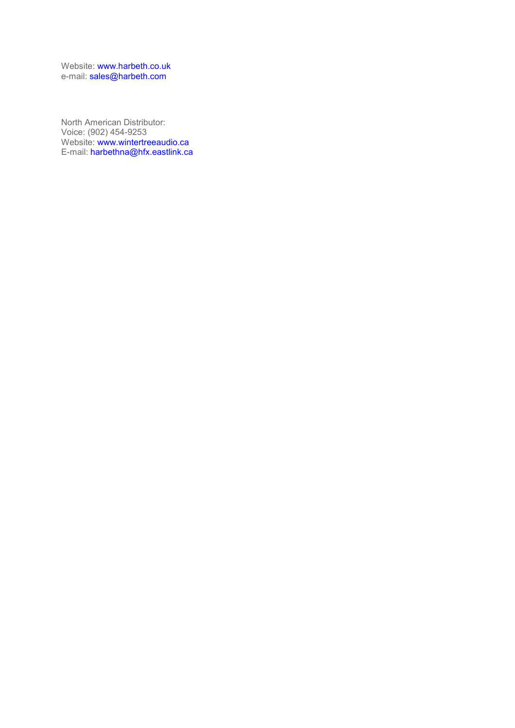Website: www.harbeth.co.uk
e-mail: sales@harbeth.com

North American Distributor:
Voice: (902) 454-9253
Website: www.wintertreeaudio.ca
E-mail: harbethna@hfx.eastlink.ca